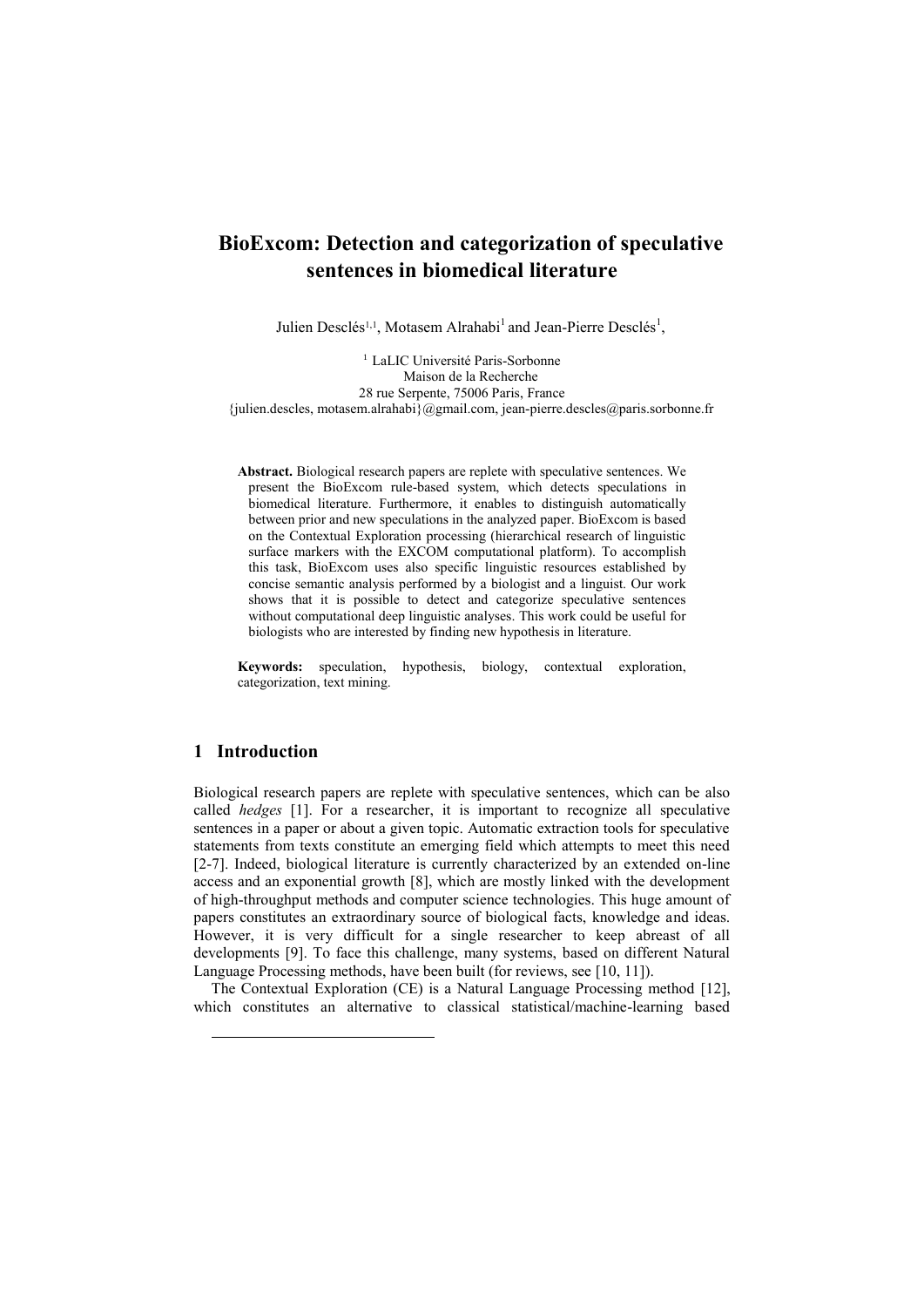# BioExcom: Detection and categorization of speculative sentences in biomedical literature

Julien Desclés[1,1], Motasem Alrahabi[1] and Jean-Pierre Desclés[1],

[1] LaLIC Université Paris-Sorbonne
Maison de la Recherche
28 rue Serpente, 75006 Paris, France
{julien.descles, motasem.alrahabi}@gmail.com, jean-pierre.descles@paris.sorbonne.fr

**Abstract.** Biological research papers are replete with speculative sentences. We present the BioExcom rule-based system, which detects speculations in biomedical literature. Furthermore, it enables to distinguish automatically between prior and new speculations in the analyzed paper. BioExcom is based on the Contextual Exploration processing (hierarchical research of linguistic surface markers with the EXCOM computational platform). To accomplish this task, BioExcom uses also specific linguistic resources established by concise semantic analysis performed by a biologist and a linguist. Our work shows that it is possible to detect and categorize speculative sentences without computational deep linguistic analyses. This work could be useful for biologists who are interested by finding new hypothesis in literature.

**Keywords:** speculation, hypothesis, biology, contextual exploration, categorization, text mining.

## 1 Introduction

Biological research papers are replete with speculative sentences, which can be also called *hedges* [1]. For a researcher, it is important to recognize all speculative sentences in a paper or about a given topic. Automatic extraction tools for speculative statements from texts constitute an emerging field which attempts to meet this need [2-7]. Indeed, biological literature is currently characterized by an extended on-line access and an exponential growth [8], which are mostly linked with the development of high-throughput methods and computer science technologies. This huge amount of papers constitutes an extraordinary source of biological facts, knowledge and ideas. However, it is very difficult for a single researcher to keep abreast of all developments [9]. To face this challenge, many systems, based on different Natural Language Processing methods, have been built (for reviews, see [10, 11]).

The Contextual Exploration (CE) is a Natural Language Processing method [12], which constitutes an alternative to classical statistical/machine-learning based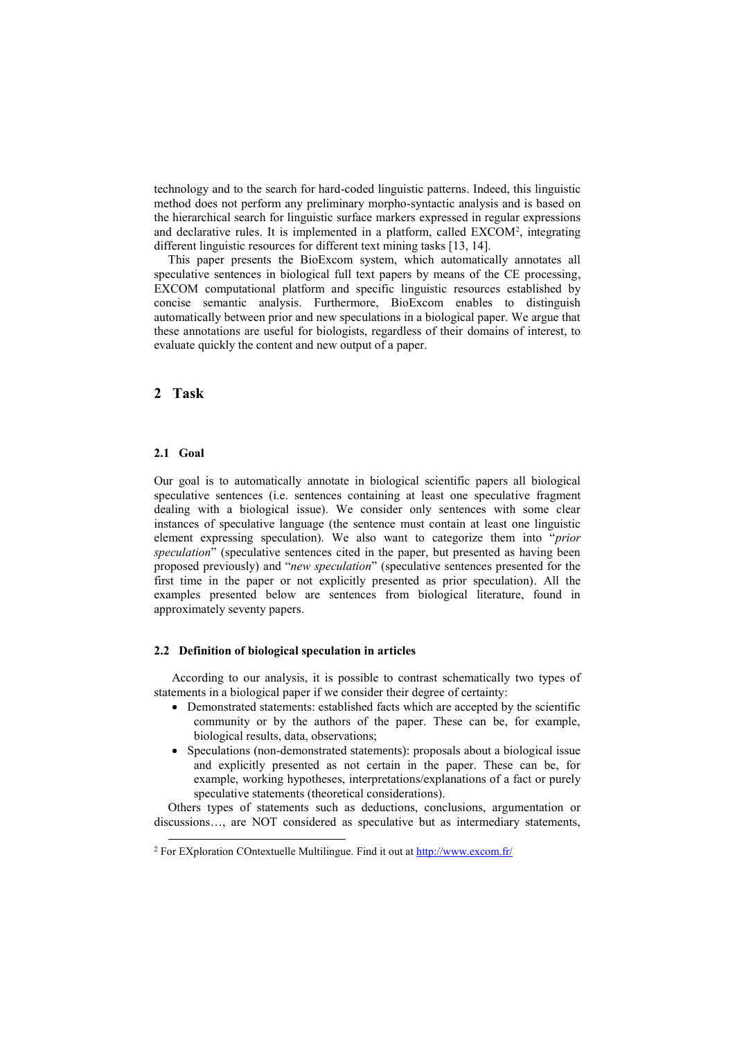technology and to the search for hard-coded linguistic patterns. Indeed, this linguistic method does not perform any preliminary morpho-syntactic analysis and is based on the hierarchical search for linguistic surface markers expressed in regular expressions and declarative rules. It is implemented in a platform, called EXCOM[2], integrating different linguistic resources for different text mining tasks [13, 14].

This paper presents the BioExcom system, which automatically annotates all speculative sentences in biological full text papers by means of the CE processing, EXCOM computational platform and specific linguistic resources established by concise semantic analysis. Furthermore, BioExcom enables to distinguish automatically between prior and new speculations in a biological paper. We argue that these annotations are useful for biologists, regardless of their domains of interest, to evaluate quickly the content and new output of a paper.

## 2 Task

### 2.1 Goal

Our goal is to automatically annotate in biological scientific papers all biological speculative sentences (i.e. sentences containing at least one speculative fragment dealing with a biological issue). We consider only sentences with some clear instances of speculative language (the sentence must contain at least one linguistic element expressing speculation). We also want to categorize them into "*prior speculation*" (speculative sentences cited in the paper, but presented as having been proposed previously) and "*new speculation*" (speculative sentences presented for the first time in the paper or not explicitly presented as prior speculation). All the examples presented below are sentences from biological literature, found in approximately seventy papers.

### 2.2 Definition of biological speculation in articles

According to our analysis, it is possible to contrast schematically two types of statements in a biological paper if we consider their degree of certainty:

- Demonstrated statements: established facts which are accepted by the scientific community or by the authors of the paper. These can be, for example, biological results, data, observations;
- Speculations (non-demonstrated statements): proposals about a biological issue and explicitly presented as not certain in the paper. These can be, for example, working hypotheses, interpretations/explanations of a fact or purely speculative statements (theoretical considerations).

Others types of statements such as deductions, conclusions, argumentation or discussions…, are NOT considered as speculative but as intermediary statements,

[2] For EXploration COntextuelle Multilingue. Find it out at http://www.excom.fr/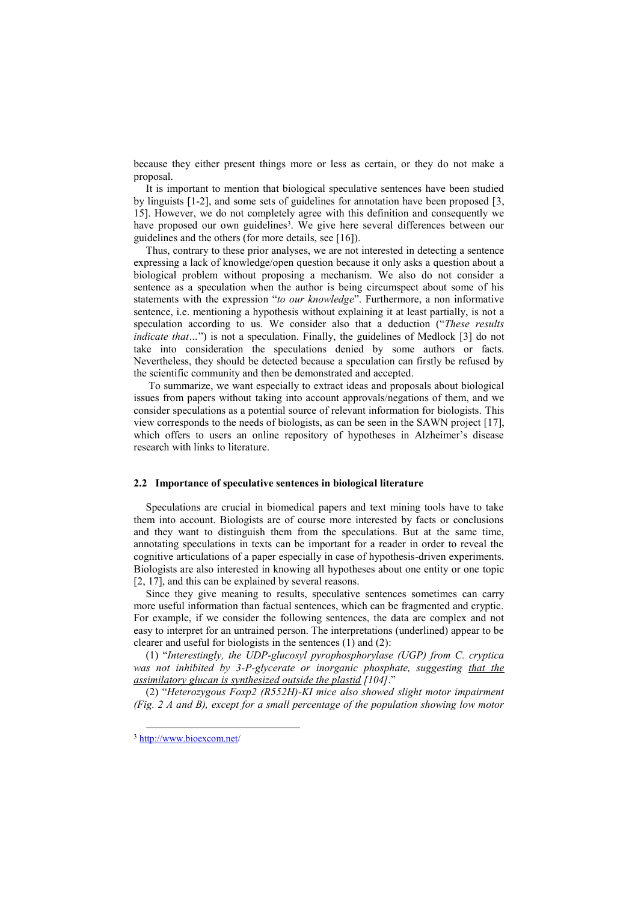because they either present things more or less as certain, or they do not make a proposal.

It is important to mention that biological speculative sentences have been studied by linguists [1-2], and some sets of guidelines for annotation have been proposed [3, 15]. However, we do not completely agree with this definition and consequently we have proposed our own guidelines[3]. We give here several differences between our guidelines and the others (for more details, see [16]).

Thus, contrary to these prior analyses, we are not interested in detecting a sentence expressing a lack of knowledge/open question because it only asks a question about a biological problem without proposing a mechanism. We also do not consider a sentence as a speculation when the author is being circumspect about some of his statements with the expression "*to our knowledge*". Furthermore, a non informative sentence, i.e. mentioning a hypothesis without explaining it at least partially, is not a speculation according to us. We consider also that a deduction ("*These results indicate that…*") is not a speculation. Finally, the guidelines of Medlock [3] do not take into consideration the speculations denied by some authors or facts. Nevertheless, they should be detected because a speculation can firstly be refused by the scientific community and then be demonstrated and accepted.

To summarize, we want especially to extract ideas and proposals about biological issues from papers without taking into account approvals/negations of them, and we consider speculations as a potential source of relevant information for biologists. This view corresponds to the needs of biologists, as can be seen in the SAWN project [17], which offers to users an online repository of hypotheses in Alzheimer's disease research with links to literature.

### 2.2 Importance of speculative sentences in biological literature

Speculations are crucial in biomedical papers and text mining tools have to take them into account. Biologists are of course more interested by facts or conclusions and they want to distinguish them from the speculations. But at the same time, annotating speculations in texts can be important for a reader in order to reveal the cognitive articulations of a paper especially in case of hypothesis-driven experiments. Biologists are also interested in knowing all hypotheses about one entity or one topic [2, 17], and this can be explained by several reasons.

Since they give meaning to results, speculative sentences sometimes can carry more useful information than factual sentences, which can be fragmented and cryptic. For example, if we consider the following sentences, the data are complex and not easy to interpret for an untrained person. The interpretations (underlined) appear to be clearer and useful for biologists in the sentences (1) and (2):

(1) "*Interestingly, the UDP-glucosyl pyrophosphorylase (UGP) from C. cryptica was not inhibited by 3-P-glycerate or inorganic phosphate, suggesting* <u>*that the assimilatory glucan is synthesized outside the plastid*</u> *[104]*."

(2) "*Heterozygous Foxp2 (R552H)-KI mice also showed slight motor impairment (Fig. 2 A and B), except for a small percentage of the population showing low motor*

---

[3] http://www.bioexcom.net/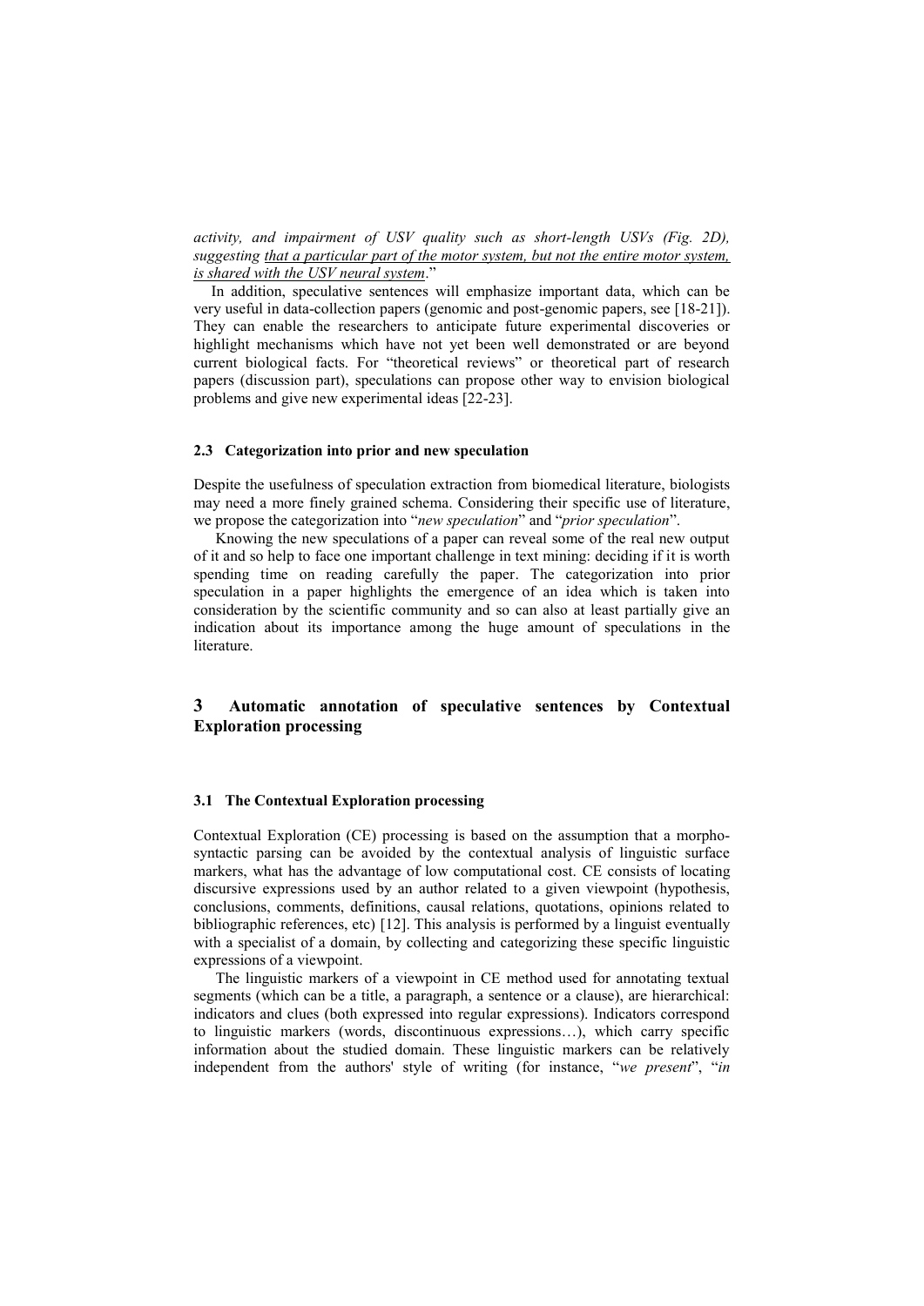*activity, and impairment of USV quality such as short-length USVs (Fig. 2D), suggesting* <u>*that a particular part of the motor system, but not the entire motor system, is shared with the USV neural system*</u>."

In addition, speculative sentences will emphasize important data, which can be very useful in data-collection papers (genomic and post-genomic papers, see [18-21]). They can enable the researchers to anticipate future experimental discoveries or highlight mechanisms which have not yet been well demonstrated or are beyond current biological facts. For "theoretical reviews" or theoretical part of research papers (discussion part), speculations can propose other way to envision biological problems and give new experimental ideas [22-23].

### 2.3 Categorization into prior and new speculation

Despite the usefulness of speculation extraction from biomedical literature, biologists may need a more finely grained schema. Considering their specific use of literature, we propose the categorization into "*new speculation*" and "*prior speculation*".

Knowing the new speculations of a paper can reveal some of the real new output of it and so help to face one important challenge in text mining: deciding if it is worth spending time on reading carefully the paper. The categorization into prior speculation in a paper highlights the emergence of an idea which is taken into consideration by the scientific community and so can also at least partially give an indication about its importance among the huge amount of speculations in the literature.

## 3 Automatic annotation of speculative sentences by Contextual Exploration processing

### 3.1 The Contextual Exploration processing

Contextual Exploration (CE) processing is based on the assumption that a morpho-syntactic parsing can be avoided by the contextual analysis of linguistic surface markers, what has the advantage of low computational cost. CE consists of locating discursive expressions used by an author related to a given viewpoint (hypothesis, conclusions, comments, definitions, causal relations, quotations, opinions related to bibliographic references, etc) [12]. This analysis is performed by a linguist eventually with a specialist of a domain, by collecting and categorizing these specific linguistic expressions of a viewpoint.

The linguistic markers of a viewpoint in CE method used for annotating textual segments (which can be a title, a paragraph, a sentence or a clause), are hierarchical: indicators and clues (both expressed into regular expressions). Indicators correspond to linguistic markers (words, discontinuous expressions…), which carry specific information about the studied domain. These linguistic markers can be relatively independent from the authors' style of writing (for instance, "*we present*", "*in*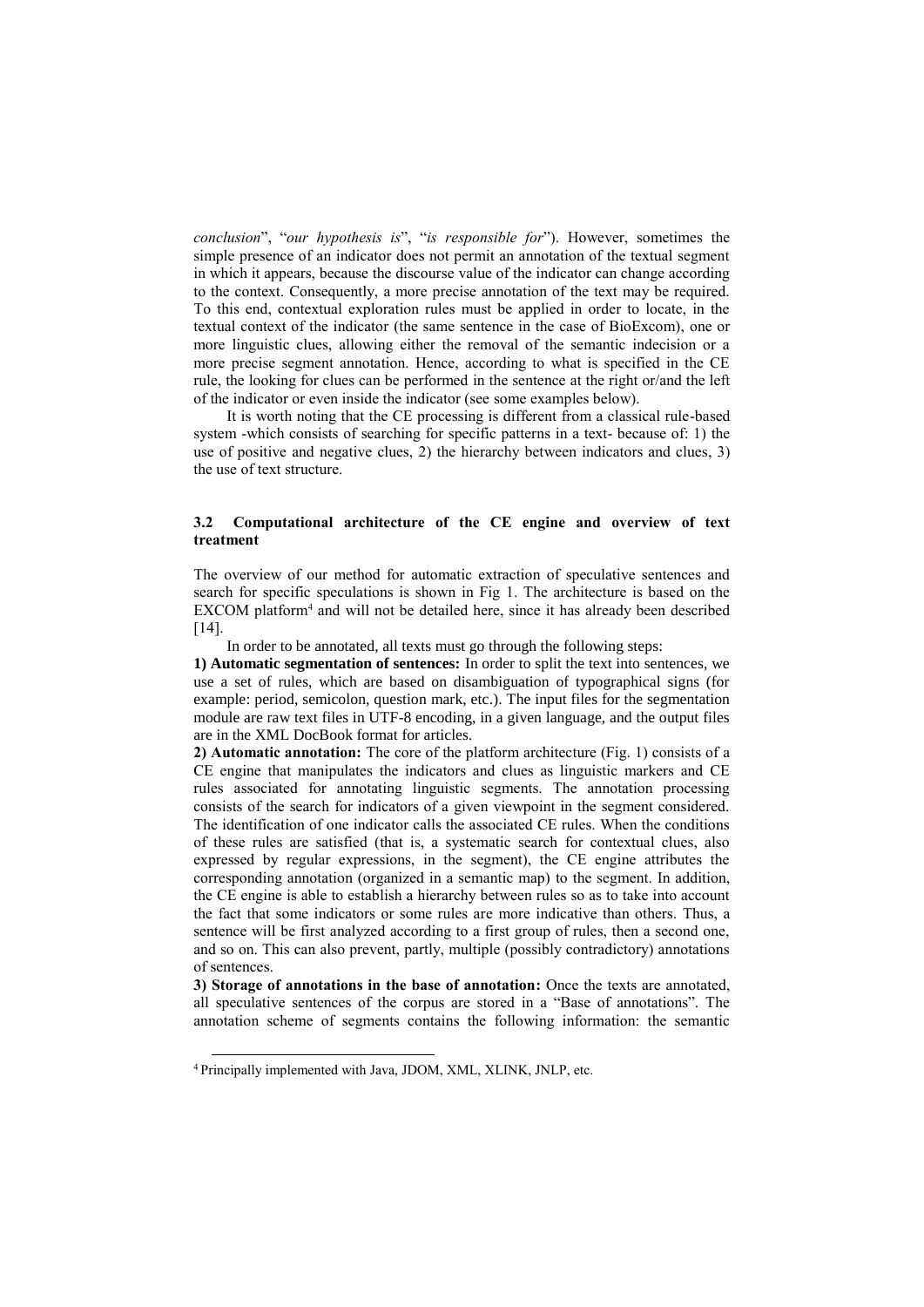*conclusion*", "*our hypothesis is*", "*is responsible for*"). However, sometimes the simple presence of an indicator does not permit an annotation of the textual segment in which it appears, because the discourse value of the indicator can change according to the context. Consequently, a more precise annotation of the text may be required. To this end, contextual exploration rules must be applied in order to locate, in the textual context of the indicator (the same sentence in the case of BioExcom), one or more linguistic clues, allowing either the removal of the semantic indecision or a more precise segment annotation. Hence, according to what is specified in the CE rule, the looking for clues can be performed in the sentence at the right or/and the left of the indicator or even inside the indicator (see some examples below).

It is worth noting that the CE processing is different from a classical rule-based system -which consists of searching for specific patterns in a text- because of: 1) the use of positive and negative clues, 2) the hierarchy between indicators and clues, 3) the use of text structure.

### 3.2 Computational architecture of the CE engine and overview of text treatment

The overview of our method for automatic extraction of speculative sentences and search for specific speculations is shown in Fig 1. The architecture is based on the EXCOM platform[4] and will not be detailed here, since it has already been described [14].

In order to be annotated, all texts must go through the following steps:

**1) Automatic segmentation of sentences:** In order to split the text into sentences, we use a set of rules, which are based on disambiguation of typographical signs (for example: period, semicolon, question mark, etc.). The input files for the segmentation module are raw text files in UTF-8 encoding, in a given language, and the output files are in the XML DocBook format for articles.

**2) Automatic annotation:** The core of the platform architecture (Fig. 1) consists of a CE engine that manipulates the indicators and clues as linguistic markers and CE rules associated for annotating linguistic segments. The annotation processing consists of the search for indicators of a given viewpoint in the segment considered. The identification of one indicator calls the associated CE rules. When the conditions of these rules are satisfied (that is, a systematic search for contextual clues, also expressed by regular expressions, in the segment), the CE engine attributes the corresponding annotation (organized in a semantic map) to the segment. In addition, the CE engine is able to establish a hierarchy between rules so as to take into account the fact that some indicators or some rules are more indicative than others. Thus, a sentence will be first analyzed according to a first group of rules, then a second one, and so on. This can also prevent, partly, multiple (possibly contradictory) annotations of sentences.

**3) Storage of annotations in the base of annotation:** Once the texts are annotated, all speculative sentences of the corpus are stored in a "Base of annotations". The annotation scheme of segments contains the following information: the semantic

[4] Principally implemented with Java, JDOM, XML, XLINK, JNLP, etc.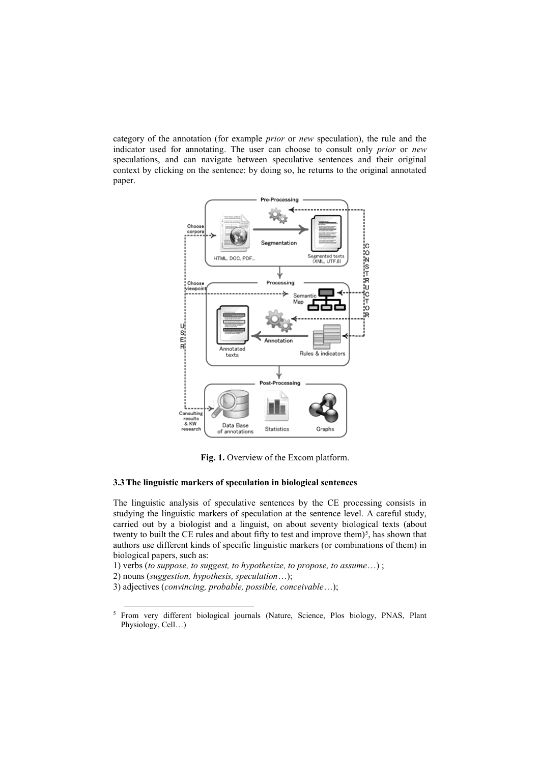category of the annotation (for example *prior* or *new* speculation), the rule and the indicator used for annotating. The user can choose to consult only *prior* or *new* speculations, and can navigate between speculative sentences and their original context by clicking on the sentence: by doing so, he returns to the original annotated paper.

**Fig. 1.** Overview of the Excom platform.

### 3.3 The linguistic markers of speculation in biological sentences

The linguistic analysis of speculative sentences by the CE processing consists in studying the linguistic markers of speculation at the sentence level. A careful study, carried out by a biologist and a linguist, on about seventy biological texts (about twenty to built the CE rules and about fifty to test and improve them)[5], has shown that authors use different kinds of specific linguistic markers (or combinations of them) in biological papers, such as:

1) verbs (*to suppose, to suggest, to hypothesize, to propose, to assume*…) ;
2) nouns (*suggestion, hypothesis, speculation*…);
3) adjectives (*convincing, probable, possible, conceivable*…);

[5] From very different biological journals (Nature, Science, Plos biology, PNAS, Plant Physiology, Cell…)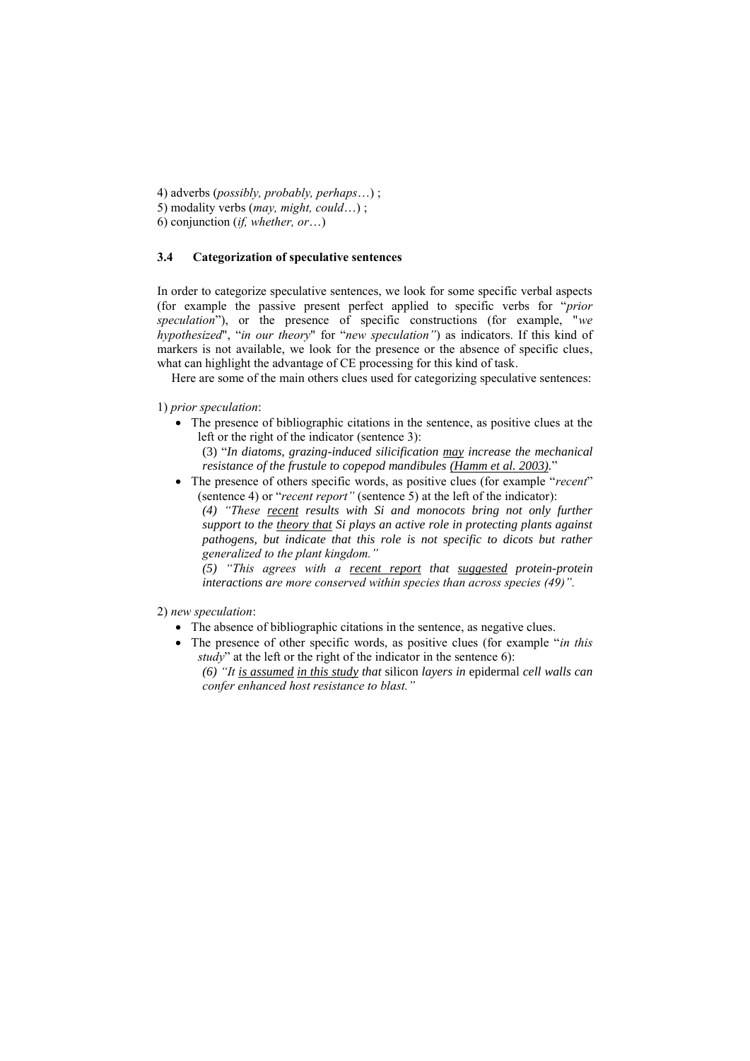4) adverbs (*possibly, probably, perhaps*…) ;
5) modality verbs (*may, might, could*…) ;
6) conjunction (*if, whether, or*…)

### 3.4 Categorization of speculative sentences

In order to categorize speculative sentences, we look for some specific verbal aspects (for example the passive present perfect applied to specific verbs for "*prior speculation*"), or the presence of specific constructions (for example, "*we hypothesized*", "*in our theory*" for "*new speculation"*) as indicators. If this kind of markers is not available, we look for the presence or the absence of specific clues, what can highlight the advantage of CE processing for this kind of task.

Here are some of the main others clues used for categorizing speculative sentences:

1) *prior speculation*:

- The presence of bibliographic citations in the sentence, as positive clues at the left or the right of the indicator (sentence 3):

  (3) "*In diatoms, grazing-induced silicification <u>may</u> increase the mechanical resistance of the frustule to copepod mandibules <u>(Hamm et al. 2003)</u>.*"

- The presence of others specific words, as positive clues (for example "*recent*" (sentence 4) or "*recent report"* (sentence 5) at the left of the indicator):

  *(4) "These <u>recent</u> results with Si and monocots bring not only further support to the <u>theory that</u> Si plays an active role in protecting plants against pathogens, but indicate that this role is not specific to dicots but rather generalized to the plant kingdom."*

  *(5) "This agrees with a <u>recent report</u> that <u>suggested</u> protein-protein interactions are more conserved within species than across species (49)".*

2) *new speculation*:

- The absence of bibliographic citations in the sentence, as negative clues.
- The presence of other specific words, as positive clues (for example "*in this study*" at the left or the right of the indicator in the sentence 6):

  *(6) "It <u>is assumed</u> <u>in this study</u> that* silicon *layers in* epidermal *cell walls can confer enhanced host resistance to blast."*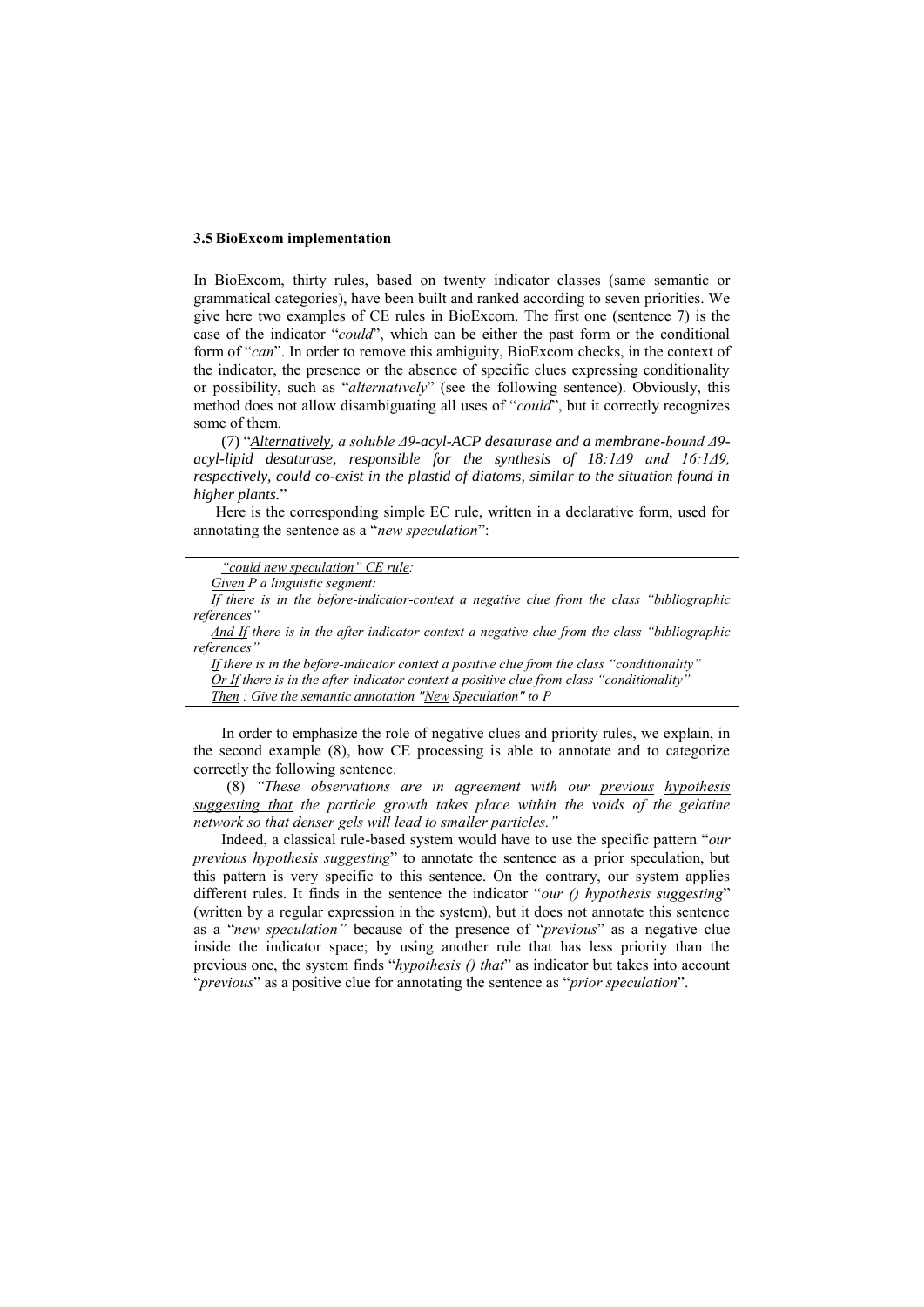### 3.5 BioExcom implementation

In BioExcom, thirty rules, based on twenty indicator classes (same semantic or grammatical categories), have been built and ranked according to seven priorities. We give here two examples of CE rules in BioExcom. The first one (sentence 7) is the case of the indicator "*could*", which can be either the past form or the conditional form of "*can*". In order to remove this ambiguity, BioExcom checks, in the context of the indicator, the presence or the absence of specific clues expressing conditionality or possibility, such as "*alternatively*" (see the following sentence). Obviously, this method does not allow disambiguating all uses of "*could*", but it correctly recognizes some of them.

(7) "*<u>Alternatively</u>, a soluble Δ9-acyl-ACP desaturase and a membrane-bound Δ9-acyl-lipid desaturase, responsible for the synthesis of 18:1Δ9 and 16:1Δ9, respectively, <u>could</u> co-exist in the plastid of diatoms, similar to the situation found in higher plants.*"

Here is the corresponding simple EC rule, written in a declarative form, used for annotating the sentence as a "*new speculation*":

> *<u>"could new speculation" CE rule</u>:*
> *<u>Given</u> P a linguistic segment:*
> *<u>If</u> there is in the before-indicator-context a negative clue from the class "bibliographic references"*
> *<u>And If</u> there is in the after-indicator-context a negative clue from the class "bibliographic references"*
> *<u>If</u> there is in the before-indicator context a positive clue from the class "conditionality"*
> *<u>Or If</u> there is in the after-indicator context a positive clue from class "conditionality"*
> *<u>Then</u> : Give the semantic annotation "<u>New</u> Speculation" to P*

In order to emphasize the role of negative clues and priority rules, we explain, in the second example (8), how CE processing is able to annotate and to categorize correctly the following sentence.

(8) *"These observations are in agreement with our <u>previous</u> <u>hypothesis</u> <u>suggesting that</u> the particle growth takes place within the voids of the gelatine network so that denser gels will lead to smaller particles."*

Indeed, a classical rule-based system would have to use the specific pattern "*our previous hypothesis suggesting*" to annotate the sentence as a prior speculation, but this pattern is very specific to this sentence. On the contrary, our system applies different rules. It finds in the sentence the indicator "*our () hypothesis suggesting*" (written by a regular expression in the system), but it does not annotate this sentence as a "*new speculation"* because of the presence of "*previous*" as a negative clue inside the indicator space; by using another rule that has less priority than the previous one, the system finds "*hypothesis () that*" as indicator but takes into account "*previous*" as a positive clue for annotating the sentence as "*prior speculation*".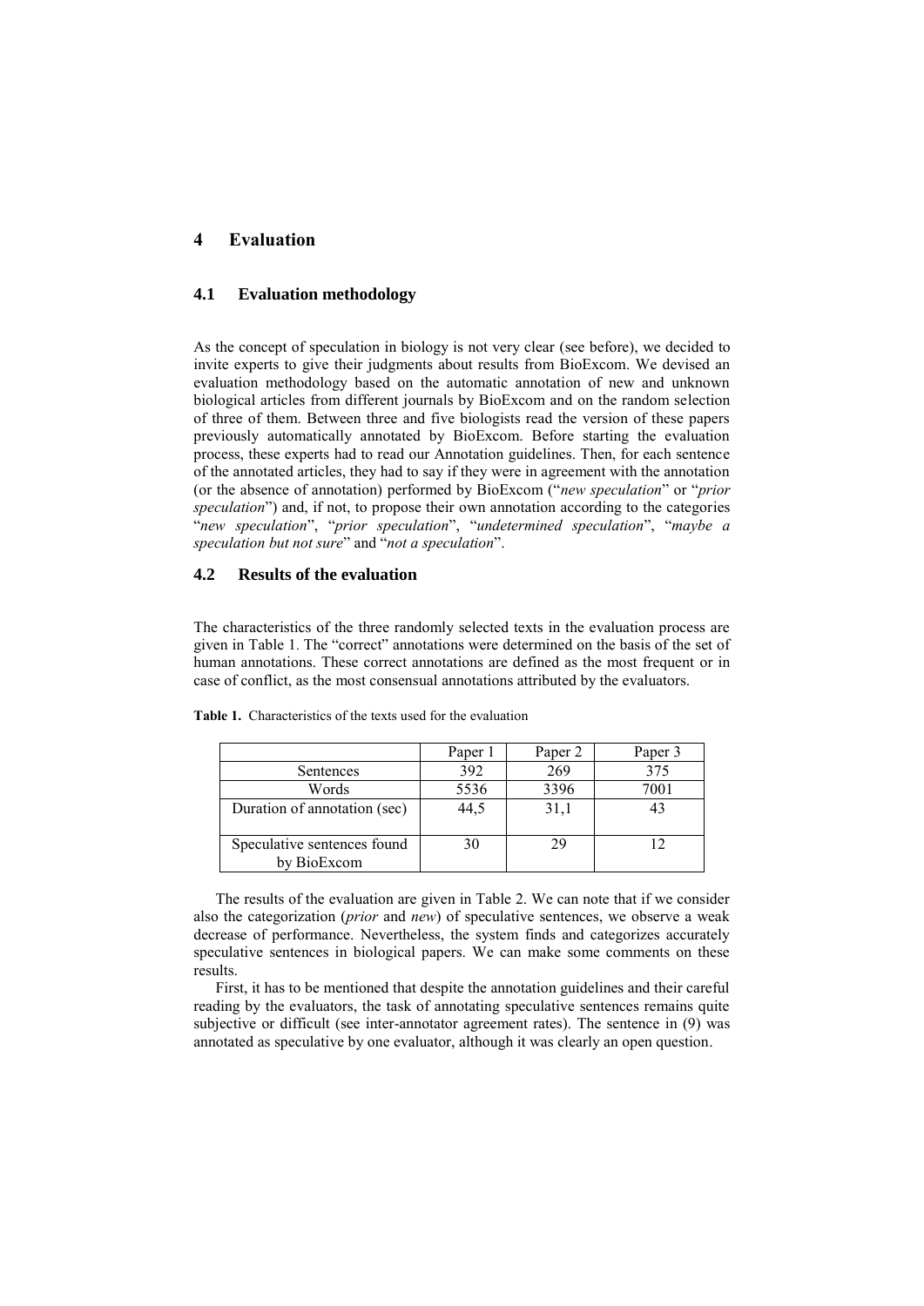# 4 Evaluation

## 4.1 Evaluation methodology

As the concept of speculation in biology is not very clear (see before), we decided to invite experts to give their judgments about results from BioExcom. We devised an evaluation methodology based on the automatic annotation of new and unknown biological articles from different journals by BioExcom and on the random selection of three of them. Between three and five biologists read the version of these papers previously automatically annotated by BioExcom. Before starting the evaluation process, these experts had to read our Annotation guidelines. Then, for each sentence of the annotated articles, they had to say if they were in agreement with the annotation (or the absence of annotation) performed by BioExcom ("*new speculation*" or "*prior speculation*") and, if not, to propose their own annotation according to the categories "*new speculation*", "*prior speculation*", "*undetermined speculation*", "*maybe a speculation but not sure*" and "*not a speculation*".

## 4.2 Results of the evaluation

The characteristics of the three randomly selected texts in the evaluation process are given in Table 1. The "correct" annotations were determined on the basis of the set of human annotations. These correct annotations are defined as the most frequent or in case of conflict, as the most consensual annotations attributed by the evaluators.

**Table 1.** Characteristics of the texts used for the evaluation

| | Paper 1 | Paper 2 | Paper 3 |
|---|---|---|---|
| Sentences | 392 | 269 | 375 |
| Words | 5536 | 3396 | 7001 |
| Duration of annotation (sec) | 44,5 | 31,1 | 43 |
| Speculative sentences found by BioExcom | 30 | 29 | 12 |

The results of the evaluation are given in Table 2. We can note that if we consider also the categorization (*prior* and *new*) of speculative sentences, we observe a weak decrease of performance. Nevertheless, the system finds and categorizes accurately speculative sentences in biological papers. We can make some comments on these results.

First, it has to be mentioned that despite the annotation guidelines and their careful reading by the evaluators, the task of annotating speculative sentences remains quite subjective or difficult (see inter-annotator agreement rates). The sentence in (9) was annotated as speculative by one evaluator, although it was clearly an open question.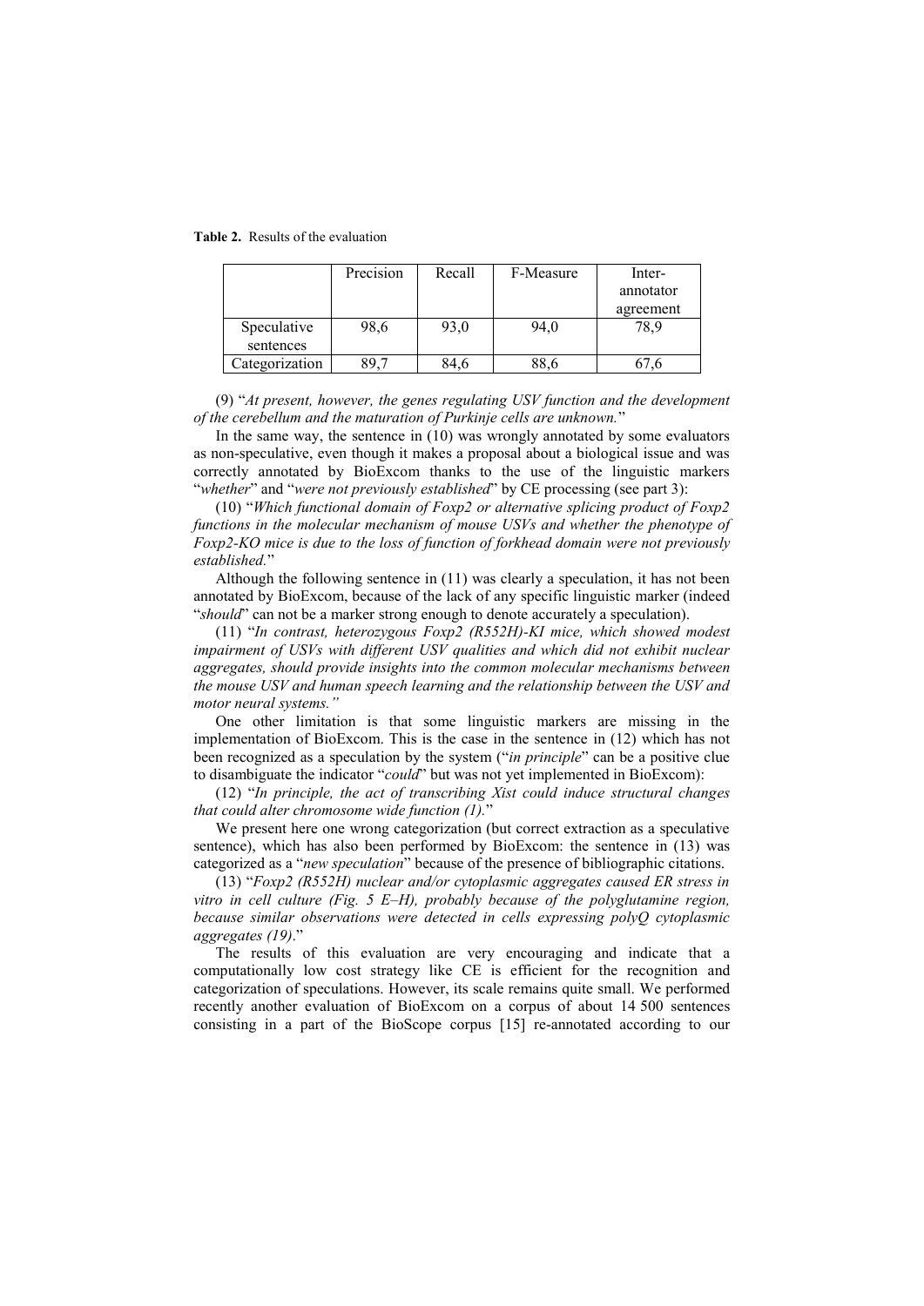**Table 2.** Results of the evaluation

| | Precision | Recall | F-Measure | Inter-annotator agreement |
|---|---|---|---|---|
| Speculative sentences | 98,6 | 93,0 | 94,0 | 78,9 |
| Categorization | 89,7 | 84,6 | 88,6 | 67,6 |

(9) "*At present, however, the genes regulating USV function and the development of the cerebellum and the maturation of Purkinje cells are unknown.*"

In the same way, the sentence in (10) was wrongly annotated by some evaluators as non-speculative, even though it makes a proposal about a biological issue and was correctly annotated by BioExcom thanks to the use of the linguistic markers "*whether*" and "*were not previously established*" by CE processing (see part 3):

(10) "*Which functional domain of Foxp2 or alternative splicing product of Foxp2 functions in the molecular mechanism of mouse USVs and whether the phenotype of Foxp2-KO mice is due to the loss of function of forkhead domain were not previously established.*"

Although the following sentence in (11) was clearly a speculation, it has not been annotated by BioExcom, because of the lack of any specific linguistic marker (indeed "*should*" can not be a marker strong enough to denote accurately a speculation).

(11) "*In contrast, heterozygous Foxp2 (R552H)-KI mice, which showed modest impairment of USVs with different USV qualities and which did not exhibit nuclear aggregates, should provide insights into the common molecular mechanisms between the mouse USV and human speech learning and the relationship between the USV and motor neural systems.*"

One other limitation is that some linguistic markers are missing in the implementation of BioExcom. This is the case in the sentence in (12) which has not been recognized as a speculation by the system ("*in principle*" can be a positive clue to disambiguate the indicator "*could*" but was not yet implemented in BioExcom):

(12) "*In principle, the act of transcribing Xist could induce structural changes that could alter chromosome wide function (1).*"

We present here one wrong categorization (but correct extraction as a speculative sentence), which has also been performed by BioExcom: the sentence in (13) was categorized as a "*new speculation*" because of the presence of bibliographic citations.

(13) "*Foxp2 (R552H) nuclear and/or cytoplasmic aggregates caused ER stress in vitro in cell culture (Fig. 5 E–H), probably because of the polyglutamine region, because similar observations were detected in cells expressing polyQ cytoplasmic aggregates (19).*"

The results of this evaluation are very encouraging and indicate that a computationally low cost strategy like CE is efficient for the recognition and categorization of speculations. However, its scale remains quite small. We performed recently another evaluation of BioExcom on a corpus of about 14 500 sentences consisting in a part of the BioScope corpus [15] re-annotated according to our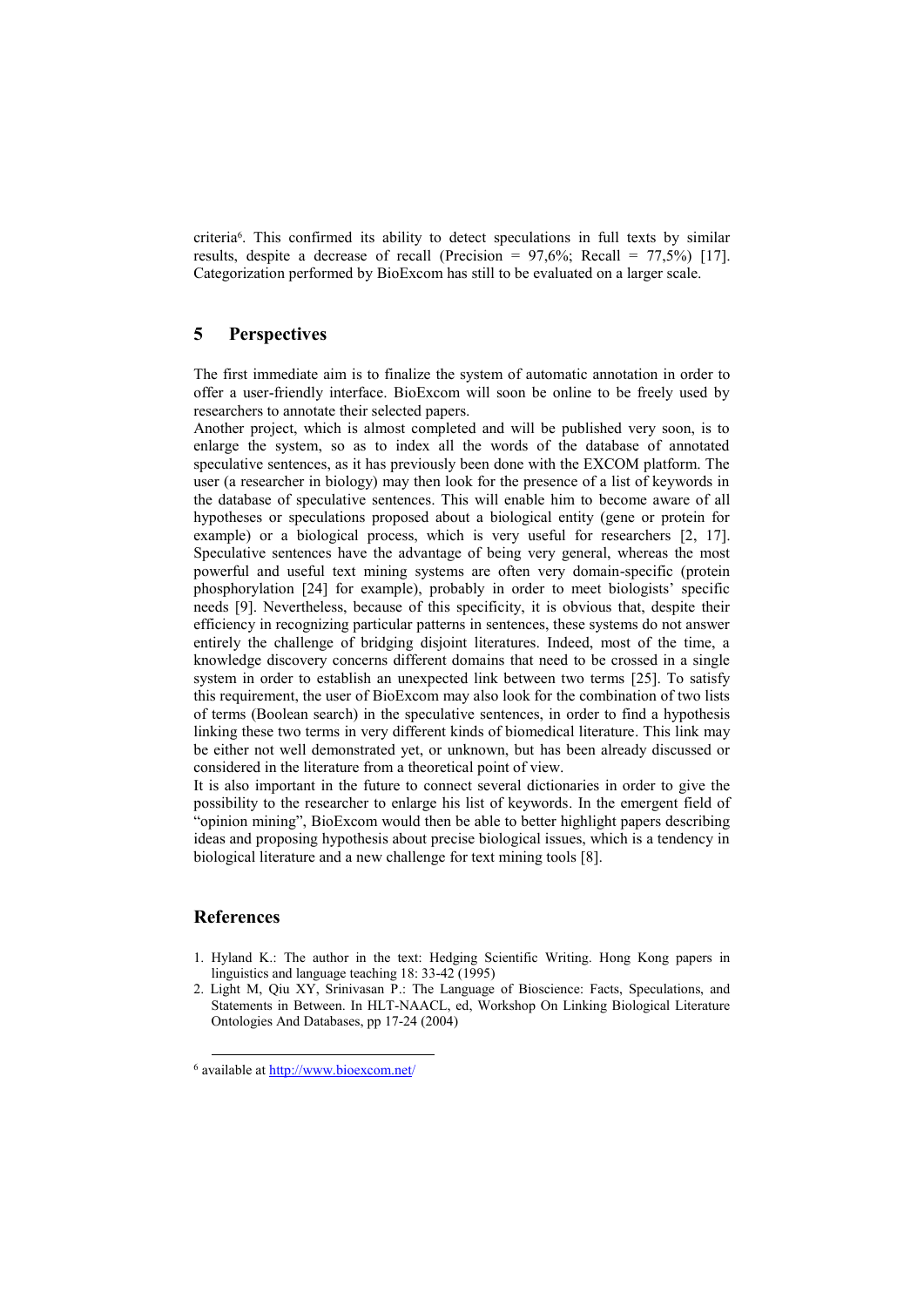criteria[6]. This confirmed its ability to detect speculations in full texts by similar results, despite a decrease of recall (Precision = 97,6%; Recall = 77,5%) [17]. Categorization performed by BioExcom has still to be evaluated on a larger scale.

## 5 Perspectives

The first immediate aim is to finalize the system of automatic annotation in order to offer a user-friendly interface. BioExcom will soon be online to be freely used by researchers to annotate their selected papers.

Another project, which is almost completed and will be published very soon, is to enlarge the system, so as to index all the words of the database of annotated speculative sentences, as it has previously been done with the EXCOM platform. The user (a researcher in biology) may then look for the presence of a list of keywords in the database of speculative sentences. This will enable him to become aware of all hypotheses or speculations proposed about a biological entity (gene or protein for example) or a biological process, which is very useful for researchers [2, 17]. Speculative sentences have the advantage of being very general, whereas the most powerful and useful text mining systems are often very domain-specific (protein phosphorylation [24] for example), probably in order to meet biologists' specific needs [9]. Nevertheless, because of this specificity, it is obvious that, despite their efficiency in recognizing particular patterns in sentences, these systems do not answer entirely the challenge of bridging disjoint literatures. Indeed, most of the time, a knowledge discovery concerns different domains that need to be crossed in a single system in order to establish an unexpected link between two terms [25]. To satisfy this requirement, the user of BioExcom may also look for the combination of two lists of terms (Boolean search) in the speculative sentences, in order to find a hypothesis linking these two terms in very different kinds of biomedical literature. This link may be either not well demonstrated yet, or unknown, but has been already discussed or considered in the literature from a theoretical point of view.

It is also important in the future to connect several dictionaries in order to give the possibility to the researcher to enlarge his list of keywords. In the emergent field of "opinion mining", BioExcom would then be able to better highlight papers describing ideas and proposing hypothesis about precise biological issues, which is a tendency in biological literature and a new challenge for text mining tools [8].

## References

1. Hyland K.: The author in the text: Hedging Scientific Writing. Hong Kong papers in linguistics and language teaching 18: 33-42 (1995)
2. Light M, Qiu XY, Srinivasan P.: The Language of Bioscience: Facts, Speculations, and Statements in Between. In HLT-NAACL, ed, Workshop On Linking Biological Literature Ontologies And Databases, pp 17-24 (2004)

[6] available at http://www.bioexcom.net/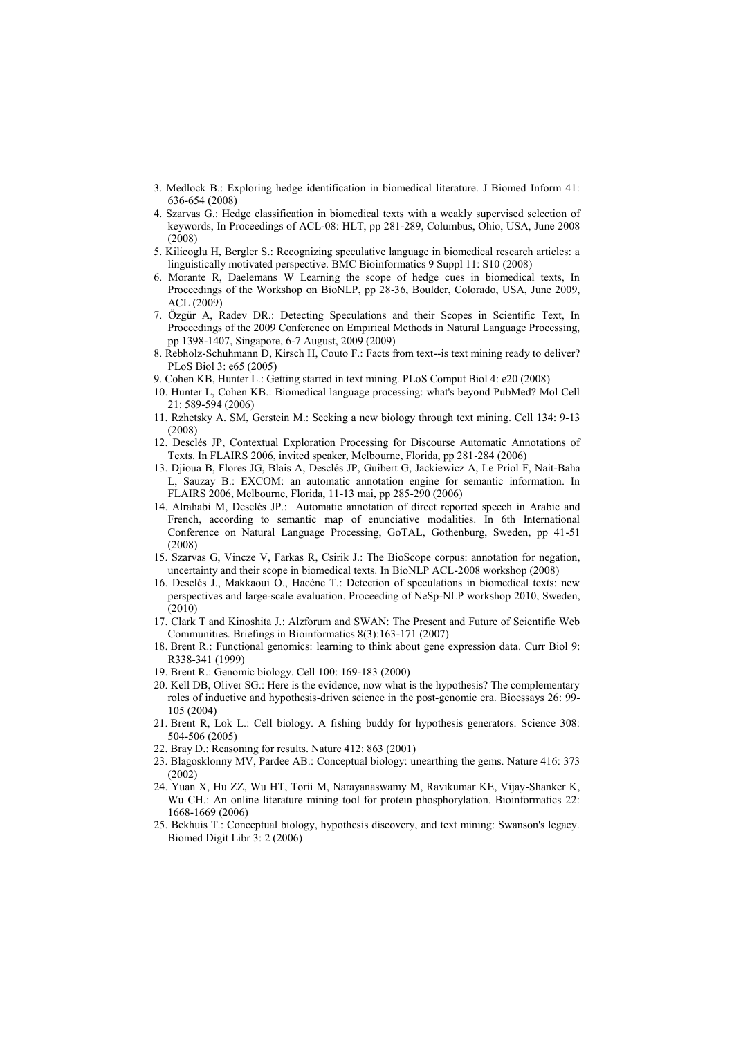3. Medlock B.: Exploring hedge identification in biomedical literature. J Biomed Inform 41: 636-654 (2008)
4. Szarvas G.: Hedge classification in biomedical texts with a weakly supervised selection of keywords, In Proceedings of ACL-08: HLT, pp 281-289, Columbus, Ohio, USA, June 2008 (2008)
5. Kilicoglu H, Bergler S.: Recognizing speculative language in biomedical research articles: a linguistically motivated perspective. BMC Bioinformatics 9 Suppl 11: S10 (2008)
6. Morante R, Daelemans W Learning the scope of hedge cues in biomedical texts, In Proceedings of the Workshop on BioNLP, pp 28-36, Boulder, Colorado, USA, June 2009, ACL (2009)
7. Özgür A, Radev DR.: Detecting Speculations and their Scopes in Scientific Text, In Proceedings of the 2009 Conference on Empirical Methods in Natural Language Processing, pp 1398-1407, Singapore, 6-7 August, 2009 (2009)
8. Rebholz-Schuhmann D, Kirsch H, Couto F.: Facts from text--is text mining ready to deliver? PLoS Biol 3: e65 (2005)
9. Cohen KB, Hunter L.: Getting started in text mining. PLoS Comput Biol 4: e20 (2008)
10. Hunter L, Cohen KB.: Biomedical language processing: what's beyond PubMed? Mol Cell 21: 589-594 (2006)
11. Rzhetsky A. SM, Gerstein M.: Seeking a new biology through text mining. Cell 134: 9-13 (2008)
12. Desclés JP, Contextual Exploration Processing for Discourse Automatic Annotations of Texts. In FLAIRS 2006, invited speaker, Melbourne, Florida, pp 281-284 (2006)
13. Djioua B, Flores JG, Blais A, Desclés JP, Guibert G, Jackiewicz A, Le Priol F, Nait-Baha L, Sauzay B.: EXCOM: an automatic annotation engine for semantic information. In FLAIRS 2006, Melbourne, Florida, 11-13 mai, pp 285-290 (2006)
14. Alrahabi M, Desclés JP.: Automatic annotation of direct reported speech in Arabic and French, according to semantic map of enunciative modalities. In 6th International Conference on Natural Language Processing, GoTAL, Gothenburg, Sweden, pp 41-51 (2008)
15. Szarvas G, Vincze V, Farkas R, Csirik J.: The BioScope corpus: annotation for negation, uncertainty and their scope in biomedical texts. In BioNLP ACL-2008 workshop (2008)
16. Desclés J., Makkaoui O., Hacène T.: Detection of speculations in biomedical texts: new perspectives and large-scale evaluation. Proceeding of NeSp-NLP workshop 2010, Sweden, (2010)
17. Clark T and Kinoshita J.: Alzforum and SWAN: The Present and Future of Scientific Web Communities. Briefings in Bioinformatics 8(3):163-171 (2007)
18. Brent R.: Functional genomics: learning to think about gene expression data. Curr Biol 9: R338-341 (1999)
19. Brent R.: Genomic biology. Cell 100: 169-183 (2000)
20. Kell DB, Oliver SG.: Here is the evidence, now what is the hypothesis? The complementary roles of inductive and hypothesis-driven science in the post-genomic era. Bioessays 26: 99-105 (2004)
21. Brent R, Lok L.: Cell biology. A fishing buddy for hypothesis generators. Science 308: 504-506 (2005)
22. Bray D.: Reasoning for results. Nature 412: 863 (2001)
23. Blagosklonny MV, Pardee AB.: Conceptual biology: unearthing the gems. Nature 416: 373 (2002)
24. Yuan X, Hu ZZ, Wu HT, Torii M, Narayanaswamy M, Ravikumar KE, Vijay-Shanker K, Wu CH.: An online literature mining tool for protein phosphorylation. Bioinformatics 22: 1668-1669 (2006)
25. Bekhuis T.: Conceptual biology, hypothesis discovery, and text mining: Swanson's legacy. Biomed Digit Libr 3: 2 (2006)